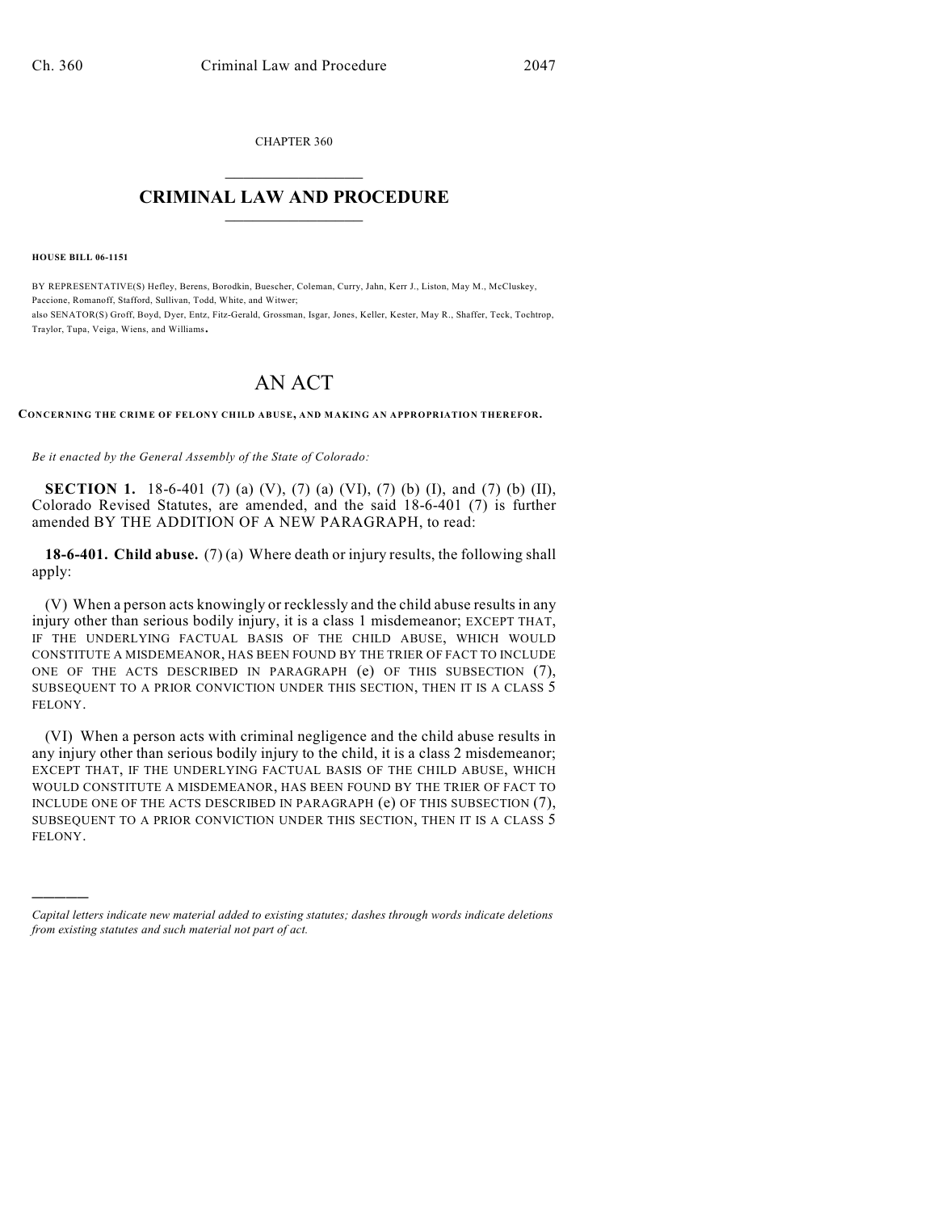CHAPTER 360

# CRIMINAL LAW AND PROCEDURE

**HOUSE BILL 06-1151**

BY REPRESENTATIVE(S) Hefley, Berens, Borodkin, Buescher, Coleman, Curry, Jahn, Kerr J., Liston, May M., McCluskey, Paccione, Romanoff, Stafford, Sullivan, Todd, White, and Witwer;
also SENATOR(S) Groff, Boyd, Dyer, Entz, Fitz-Gerald, Grossman, Isgar, Jones, Keller, Kester, May R., Shaffer, Teck, Tochtrop, Traylor, Tupa, Veiga, Wiens, and Williams.

# AN ACT

**CONCERNING THE CRIME OF FELONY CHILD ABUSE, AND MAKING AN APPROPRIATION THEREFOR.**

*Be it enacted by the General Assembly of the State of Colorado:*

**SECTION 1.** 18-6-401 (7) (a) (V), (7) (a) (VI), (7) (b) (I), and (7) (b) (II), Colorado Revised Statutes, are amended, and the said 18-6-401 (7) is further amended BY THE ADDITION OF A NEW PARAGRAPH, to read:

**18-6-401. Child abuse.** (7) (a) Where death or injury results, the following shall apply:

(V) When a person acts knowingly or recklessly and the child abuse results in any injury other than serious bodily injury, it is a class 1 misdemeanor; EXCEPT THAT, IF THE UNDERLYING FACTUAL BASIS OF THE CHILD ABUSE, WHICH WOULD CONSTITUTE A MISDEMEANOR, HAS BEEN FOUND BY THE TRIER OF FACT TO INCLUDE ONE OF THE ACTS DESCRIBED IN PARAGRAPH (e) OF THIS SUBSECTION (7), SUBSEQUENT TO A PRIOR CONVICTION UNDER THIS SECTION, THEN IT IS A CLASS 5 FELONY.

(VI) When a person acts with criminal negligence and the child abuse results in any injury other than serious bodily injury to the child, it is a class 2 misdemeanor; EXCEPT THAT, IF THE UNDERLYING FACTUAL BASIS OF THE CHILD ABUSE, WHICH WOULD CONSTITUTE A MISDEMEANOR, HAS BEEN FOUND BY THE TRIER OF FACT TO INCLUDE ONE OF THE ACTS DESCRIBED IN PARAGRAPH (e) OF THIS SUBSECTION (7), SUBSEQUENT TO A PRIOR CONVICTION UNDER THIS SECTION, THEN IT IS A CLASS 5 FELONY.

*Capital letters indicate new material added to existing statutes; dashes through words indicate deletions from existing statutes and such material not part of act.*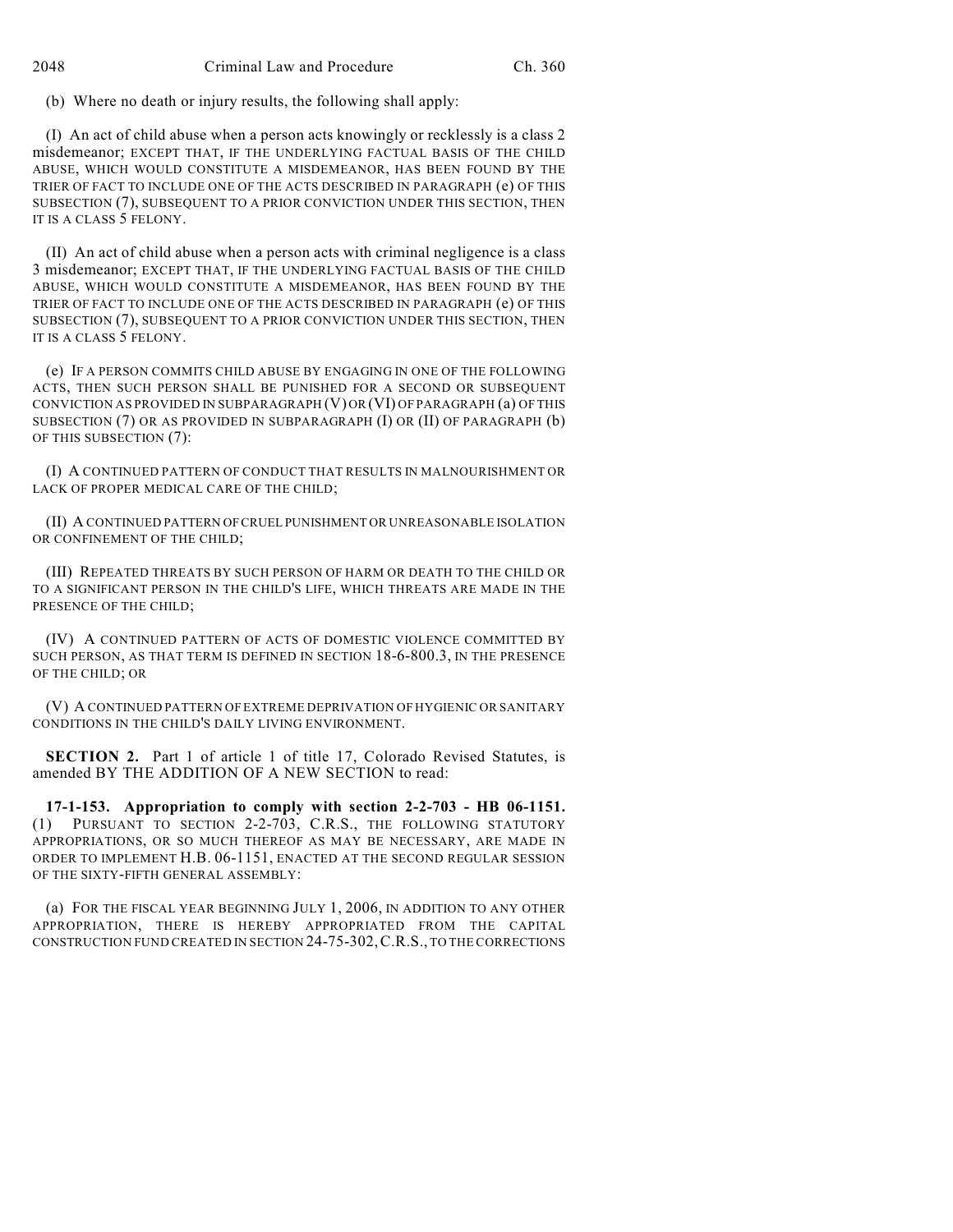(b) Where no death or injury results, the following shall apply:

(I) An act of child abuse when a person acts knowingly or recklessly is a class 2 misdemeanor; EXCEPT THAT, IF THE UNDERLYING FACTUAL BASIS OF THE CHILD ABUSE, WHICH WOULD CONSTITUTE A MISDEMEANOR, HAS BEEN FOUND BY THE TRIER OF FACT TO INCLUDE ONE OF THE ACTS DESCRIBED IN PARAGRAPH (e) OF THIS SUBSECTION (7), SUBSEQUENT TO A PRIOR CONVICTION UNDER THIS SECTION, THEN IT IS A CLASS 5 FELONY.

(II) An act of child abuse when a person acts with criminal negligence is a class 3 misdemeanor; EXCEPT THAT, IF THE UNDERLYING FACTUAL BASIS OF THE CHILD ABUSE, WHICH WOULD CONSTITUTE A MISDEMEANOR, HAS BEEN FOUND BY THE TRIER OF FACT TO INCLUDE ONE OF THE ACTS DESCRIBED IN PARAGRAPH (e) OF THIS SUBSECTION (7), SUBSEQUENT TO A PRIOR CONVICTION UNDER THIS SECTION, THEN IT IS A CLASS 5 FELONY.

(e) IF A PERSON COMMITS CHILD ABUSE BY ENGAGING IN ONE OF THE FOLLOWING ACTS, THEN SUCH PERSON SHALL BE PUNISHED FOR A SECOND OR SUBSEQUENT CONVICTION AS PROVIDED IN SUBPARAGRAPH (V) OR (VI) OF PARAGRAPH (a) OF THIS SUBSECTION (7) OR AS PROVIDED IN SUBPARAGRAPH (I) OR (II) OF PARAGRAPH (b) OF THIS SUBSECTION (7):

(I) A CONTINUED PATTERN OF CONDUCT THAT RESULTS IN MALNOURISHMENT OR LACK OF PROPER MEDICAL CARE OF THE CHILD;

(II) A CONTINUED PATTERN OF CRUEL PUNISHMENT OR UNREASONABLE ISOLATION OR CONFINEMENT OF THE CHILD;

(III) REPEATED THREATS BY SUCH PERSON OF HARM OR DEATH TO THE CHILD OR TO A SIGNIFICANT PERSON IN THE CHILD'S LIFE, WHICH THREATS ARE MADE IN THE PRESENCE OF THE CHILD;

(IV) A CONTINUED PATTERN OF ACTS OF DOMESTIC VIOLENCE COMMITTED BY SUCH PERSON, AS THAT TERM IS DEFINED IN SECTION 18-6-800.3, IN THE PRESENCE OF THE CHILD; OR

(V) A CONTINUED PATTERN OF EXTREME DEPRIVATION OF HYGIENIC OR SANITARY CONDITIONS IN THE CHILD'S DAILY LIVING ENVIRONMENT.

**SECTION 2.** Part 1 of article 1 of title 17, Colorado Revised Statutes, is amended BY THE ADDITION OF A NEW SECTION to read:

**17-1-153. Appropriation to comply with section 2-2-703 - HB 06-1151.** (1) PURSUANT TO SECTION 2-2-703, C.R.S., THE FOLLOWING STATUTORY APPROPRIATIONS, OR SO MUCH THEREOF AS MAY BE NECESSARY, ARE MADE IN ORDER TO IMPLEMENT H.B. 06-1151, ENACTED AT THE SECOND REGULAR SESSION OF THE SIXTY-FIFTH GENERAL ASSEMBLY:

(a) FOR THE FISCAL YEAR BEGINNING JULY 1, 2006, IN ADDITION TO ANY OTHER APPROPRIATION, THERE IS HEREBY APPROPRIATED FROM THE CAPITAL CONSTRUCTION FUND CREATED IN SECTION 24-75-302, C.R.S., TO THE CORRECTIONS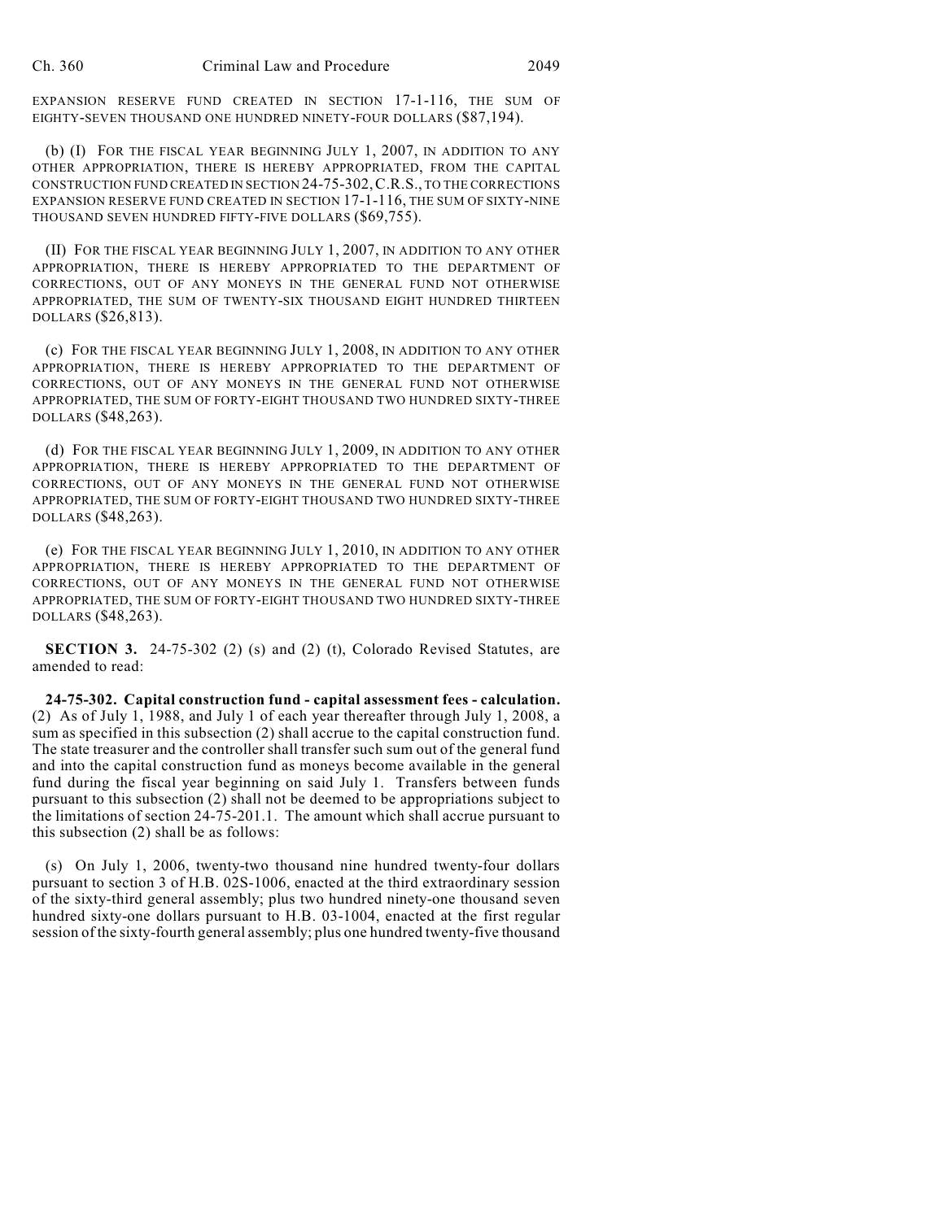EXPANSION RESERVE FUND CREATED IN SECTION 17-1-116, THE SUM OF EIGHTY-SEVEN THOUSAND ONE HUNDRED NINETY-FOUR DOLLARS ($87,194).

(b) (I) FOR THE FISCAL YEAR BEGINNING JULY 1, 2007, IN ADDITION TO ANY OTHER APPROPRIATION, THERE IS HEREBY APPROPRIATED, FROM THE CAPITAL CONSTRUCTION FUND CREATED IN SECTION 24-75-302, C.R.S., TO THE CORRECTIONS EXPANSION RESERVE FUND CREATED IN SECTION 17-1-116, THE SUM OF SIXTY-NINE THOUSAND SEVEN HUNDRED FIFTY-FIVE DOLLARS ($69,755).

(II) FOR THE FISCAL YEAR BEGINNING JULY 1, 2007, IN ADDITION TO ANY OTHER APPROPRIATION, THERE IS HEREBY APPROPRIATED TO THE DEPARTMENT OF CORRECTIONS, OUT OF ANY MONEYS IN THE GENERAL FUND NOT OTHERWISE APPROPRIATED, THE SUM OF TWENTY-SIX THOUSAND EIGHT HUNDRED THIRTEEN DOLLARS ($26,813).

(c) FOR THE FISCAL YEAR BEGINNING JULY 1, 2008, IN ADDITION TO ANY OTHER APPROPRIATION, THERE IS HEREBY APPROPRIATED TO THE DEPARTMENT OF CORRECTIONS, OUT OF ANY MONEYS IN THE GENERAL FUND NOT OTHERWISE APPROPRIATED, THE SUM OF FORTY-EIGHT THOUSAND TWO HUNDRED SIXTY-THREE DOLLARS ($48,263).

(d) FOR THE FISCAL YEAR BEGINNING JULY 1, 2009, IN ADDITION TO ANY OTHER APPROPRIATION, THERE IS HEREBY APPROPRIATED TO THE DEPARTMENT OF CORRECTIONS, OUT OF ANY MONEYS IN THE GENERAL FUND NOT OTHERWISE APPROPRIATED, THE SUM OF FORTY-EIGHT THOUSAND TWO HUNDRED SIXTY-THREE DOLLARS ($48,263).

(e) FOR THE FISCAL YEAR BEGINNING JULY 1, 2010, IN ADDITION TO ANY OTHER APPROPRIATION, THERE IS HEREBY APPROPRIATED TO THE DEPARTMENT OF CORRECTIONS, OUT OF ANY MONEYS IN THE GENERAL FUND NOT OTHERWISE APPROPRIATED, THE SUM OF FORTY-EIGHT THOUSAND TWO HUNDRED SIXTY-THREE DOLLARS ($48,263).

**SECTION 3.** 24-75-302 (2) (s) and (2) (t), Colorado Revised Statutes, are amended to read:

**24-75-302. Capital construction fund - capital assessment fees - calculation.** (2) As of July 1, 1988, and July 1 of each year thereafter through July 1, 2008, a sum as specified in this subsection (2) shall accrue to the capital construction fund. The state treasurer and the controller shall transfer such sum out of the general fund and into the capital construction fund as moneys become available in the general fund during the fiscal year beginning on said July 1. Transfers between funds pursuant to this subsection (2) shall not be deemed to be appropriations subject to the limitations of section 24-75-201.1. The amount which shall accrue pursuant to this subsection (2) shall be as follows:

(s) On July 1, 2006, twenty-two thousand nine hundred twenty-four dollars pursuant to section 3 of H.B. 02S-1006, enacted at the third extraordinary session of the sixty-third general assembly; plus two hundred ninety-one thousand seven hundred sixty-one dollars pursuant to H.B. 03-1004, enacted at the first regular session of the sixty-fourth general assembly; plus one hundred twenty-five thousand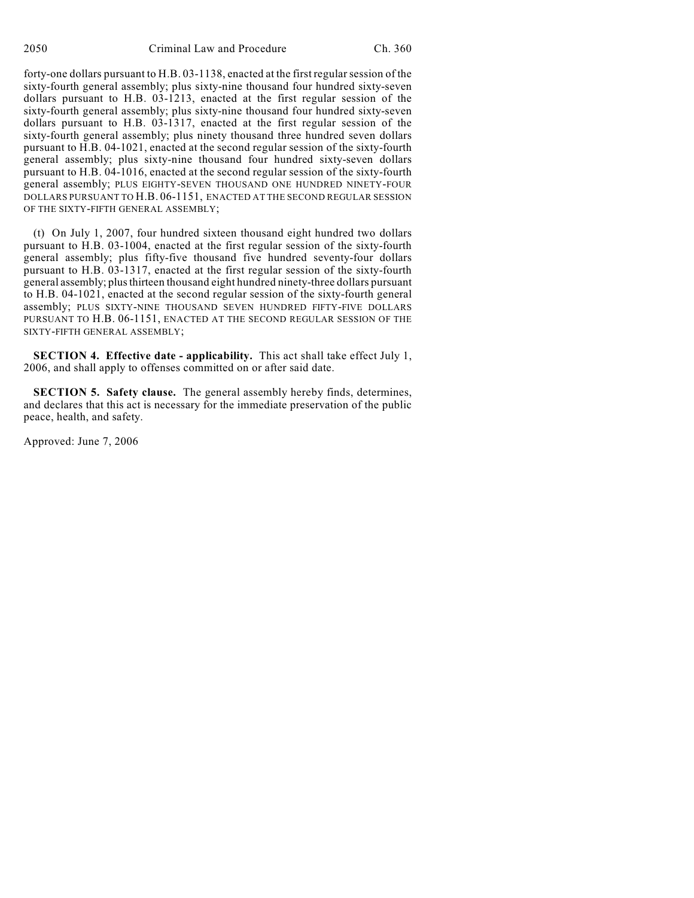forty-one dollars pursuant to H.B. 03-1138, enacted at the first regular session of the sixty-fourth general assembly; plus sixty-nine thousand four hundred sixty-seven dollars pursuant to H.B. 03-1213, enacted at the first regular session of the sixty-fourth general assembly; plus sixty-nine thousand four hundred sixty-seven dollars pursuant to H.B. 03-1317, enacted at the first regular session of the sixty-fourth general assembly; plus ninety thousand three hundred seven dollars pursuant to H.B. 04-1021, enacted at the second regular session of the sixty-fourth general assembly; plus sixty-nine thousand four hundred sixty-seven dollars pursuant to H.B. 04-1016, enacted at the second regular session of the sixty-fourth general assembly; PLUS EIGHTY-SEVEN THOUSAND ONE HUNDRED NINETY-FOUR DOLLARS PURSUANT TO H.B. 06-1151, ENACTED AT THE SECOND REGULAR SESSION OF THE SIXTY-FIFTH GENERAL ASSEMBLY;

(t) On July 1, 2007, four hundred sixteen thousand eight hundred two dollars pursuant to H.B. 03-1004, enacted at the first regular session of the sixty-fourth general assembly; plus fifty-five thousand five hundred seventy-four dollars pursuant to H.B. 03-1317, enacted at the first regular session of the sixty-fourth general assembly; plus thirteen thousand eight hundred ninety-three dollars pursuant to H.B. 04-1021, enacted at the second regular session of the sixty-fourth general assembly; PLUS SIXTY-NINE THOUSAND SEVEN HUNDRED FIFTY-FIVE DOLLARS PURSUANT TO H.B. 06-1151, ENACTED AT THE SECOND REGULAR SESSION OF THE SIXTY-FIFTH GENERAL ASSEMBLY;

**SECTION 4. Effective date - applicability.** This act shall take effect July 1, 2006, and shall apply to offenses committed on or after said date.

**SECTION 5. Safety clause.** The general assembly hereby finds, determines, and declares that this act is necessary for the immediate preservation of the public peace, health, and safety.

Approved: June 7, 2006